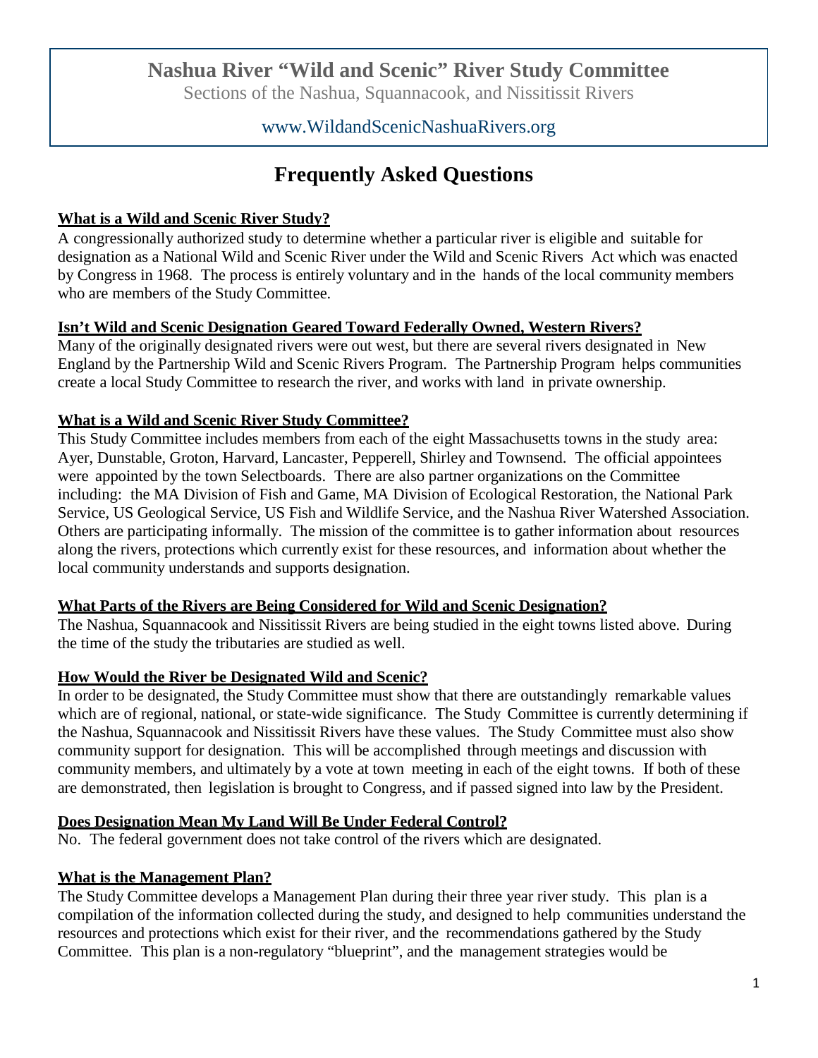# Nashua River "Wild and Scenic" River Study Committee

Sections of the Nashua, Squannacook, and Nissitissit Rivers

www.WildandScenicNashuaRivers.org

## Frequently Asked Questions

### What is a Wild and Scenic River Study?

A congressionally authorized study to determine whether a particular river is eligible and suitable for designation as a National Wild and Scenic River under the Wild and Scenic Rivers Act which was enacted by Congress in 1968. The process is entirely voluntary and in the hands of the local community members who are members of the Study Committee.

### Isn't Wild and Scenic Designation Geared Toward Federally Owned, Western Rivers?

Many of the originally designated rivers were out west, but there are several rivers designated in New England by the Partnership Wild and Scenic Rivers Program. The Partnership Program helps communities create a local Study Committee to research the river, and works with land in private ownership.

### What is a Wild and Scenic River Study Committee?

This Study Committee includes members from each of the eight Massachusetts towns in the study area: Ayer, Dunstable, Groton, Harvard, Lancaster, Pepperell, Shirley and Townsend. The official appointees were appointed by the town Selectboards. There are also partner organizations on the Committee including: the MA Division of Fish and Game, MA Division of Ecological Restoration, the National Park Service, US Geological Service, US Fish and Wildlife Service, and the Nashua River Watershed Association. Others are participating informally. The mission of the committee is to gather information about resources along the rivers, protections which currently exist for these resources, and information about whether the local community understands and supports designation.

### What Parts of the Rivers are Being Considered for Wild and Scenic Designation?

The Nashua, Squannacook and Nissitissit Rivers are being studied in the eight towns listed above. During the time of the study the tributaries are studied as well.

### How Would the River be Designated Wild and Scenic?

In order to be designated, the Study Committee must show that there are outstandingly remarkable values which are of regional, national, or state-wide significance. The Study Committee is currently determining if the Nashua, Squannacook and Nissitissit Rivers have these values. The Study Committee must also show community support for designation. This will be accomplished through meetings and discussion with community members, and ultimately by a vote at town meeting in each of the eight towns. If both of these are demonstrated, then legislation is brought to Congress, and if passed signed into law by the President.

### Does Designation Mean My Land Will Be Under Federal Control?

No. The federal government does not take control of the rivers which are designated.

### What is the Management Plan?

The Study Committee develops a Management Plan during their three year river study. This plan is a compilation of the information collected during the study, and designed to help communities understand the resources and protections which exist for their river, and the recommendations gathered by the Study Committee. This plan is a non-regulatory "blueprint", and the management strategies would be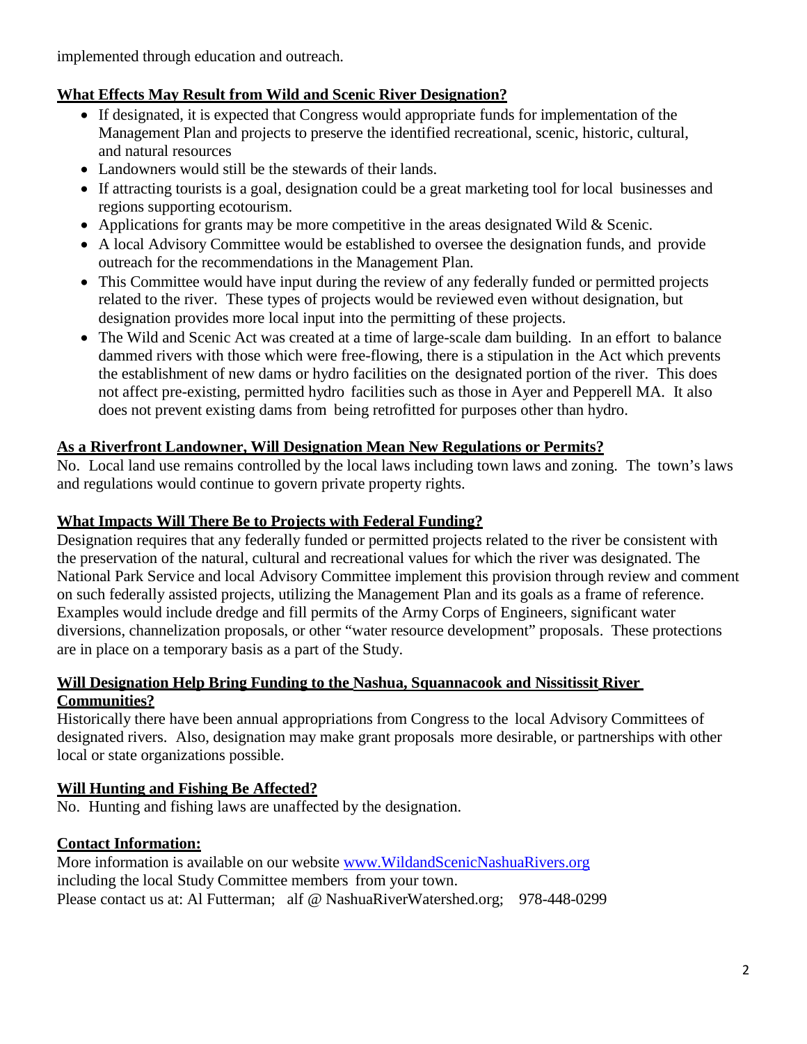implemented through education and outreach.

## What Effects May Result from Wild and Scenic River Designation?

- If designated, it is expected that Congress would appropriate funds for implementation of the Management Plan and projects to preserve the identified recreational, scenic, historic, cultural, and natural resources
- Landowners would still be the stewards of their lands.
- If attracting tourists is a goal, designation could be a great marketing tool for local businesses and regions supporting ecotourism.
- Applications for grants may be more competitive in the areas designated Wild & Scenic.
- A local Advisory Committee would be established to oversee the designation funds, and provide outreach for the recommendations in the Management Plan.
- This Committee would have input during the review of any federally funded or permitted projects related to the river. These types of projects would be reviewed even without designation, but designation provides more local input into the permitting of these projects.
- The Wild and Scenic Act was created at a time of large-scale dam building. In an effort to balance dammed rivers with those which were free-flowing, there is a stipulation in the Act which prevents the establishment of new dams or hydro facilities on the designated portion of the river. This does not affect pre-existing, permitted hydro facilities such as those in Ayer and Pepperell MA. It also does not prevent existing dams from being retrofitted for purposes other than hydro.

## As a Riverfront Landowner, Will Designation Mean New Regulations or Permits?

No. Local land use remains controlled by the local laws including town laws and zoning. The town's laws and regulations would continue to govern private property rights.

## What Impacts Will There Be to Projects with Federal Funding?

Designation requires that any federally funded or permitted projects related to the river be consistent with the preservation of the natural, cultural and recreational values for which the river was designated. The National Park Service and local Advisory Committee implement this provision through review and comment on such federally assisted projects, utilizing the Management Plan and its goals as a frame of reference. Examples would include dredge and fill permits of the Army Corps of Engineers, significant water diversions, channelization proposals, or other "water resource development" proposals. These protections are in place on a temporary basis as a part of the Study.

## Will Designation Help Bring Funding to the Nashua, Squannacook and Nissitissit River Communities?

Historically there have been annual appropriations from Congress to the local Advisory Committees of designated rivers. Also, designation may make grant proposals more desirable, or partnerships with other local or state organizations possible.

## Will Hunting and Fishing Be Affected?

No. Hunting and fishing laws are unaffected by the designation.

## Contact Information:

More information is available on our website [www.WildandScenicNashuaRivers.org](http://www.WildandScenicNashuaRivers.org) including the local Study Committee members from your town.
Please contact us at: Al Futterman; alf @ NashuaRiverWatershed.org; 978-448-0299